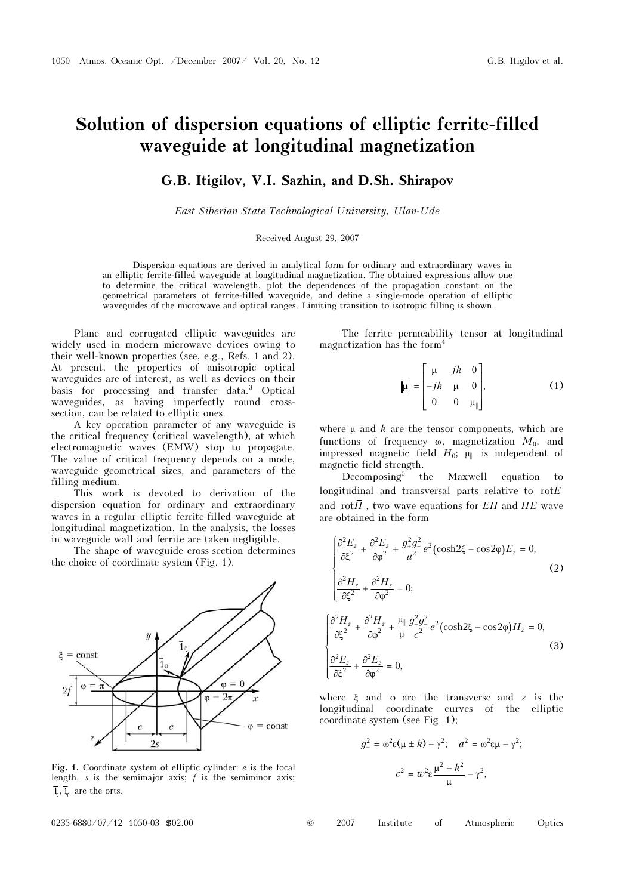# Solution of dispersion equations of elliptic ferrite-filled waveguide at longitudinal magnetization

**G.B. Itigilov, V.I. Sazhin, and D.Sh. Shirapov**

*East Siberian State Technological University, Ulan-Ude*

Received August 29, 2007

Dispersion equations are derived in analytical form for ordinary and extraordinary waves in an elliptic ferrite-filled waveguide at longitudinal magnetization. The obtained expressions allow one to determine the critical wavelength, plot the dependences of the propagation constant on the geometrical parameters of ferrite-filled waveguide, and define a single-mode operation of elliptic waveguides of the microwave and optical ranges. Limiting transition to isotropic filling is shown.

Plane and corrugated elliptic waveguides are widely used in modern microwave devices owing to their well-known properties (see, e.g., Refs. 1 and 2). At present, the properties of anisotropic optical waveguides are of interest, as well as devices on their basis for processing and transfer data.[3] Optical waveguides, as having imperfectly round cross-section, can be related to elliptic ones.

A key operation parameter of any waveguide is the critical frequency (critical wavelength), at which electromagnetic waves (EMW) stop to propagate. The value of critical frequency depends on a mode, waveguide geometrical sizes, and parameters of the filling medium.

This work is devoted to derivation of the dispersion equation for ordinary and extraordinary waves in a regular elliptic ferrite-filled waveguide at longitudinal magnetization. In the analysis, the losses in waveguide wall and ferrite are taken negligible.

The shape of waveguide cross-section determines the choice of coordinate system (Fig. 1).

Fig. 1. Coordinate system of elliptic cylinder: $e$ is the focal length, $s$ is the semimajor axis; $f$ is the semiminor axis; $\bar{1}_\xi, \bar{1}_\varphi$ are the orts.

The ferrite permeability tensor at longitudinal magnetization has the form[4]

$$\|\mu\| = \begin{bmatrix} \mu & jk & 0 \\ -jk & \mu & 0 \\ 0 & 0 & \mu_\parallel \end{bmatrix}, \tag{1}$$

where $\mu$ and $k$ are the tensor components, which are functions of frequency $\omega$, magnetization $M_0$, and impressed magnetic field $H_0$; $\mu_\parallel$ is independent of magnetic field strength.

Decomposing[5] the Maxwell equation to longitudinal and transversal parts relative to $\mathrm{rot}\bar{E}$ and $\mathrm{rot}\bar{H}$, two wave equations for $EH$ and $HE$ wave are obtained in the form

$$\begin{cases} \dfrac{\partial^2 E_z}{\partial \xi^2} + \dfrac{\partial^2 E_z}{\partial \varphi^2} + \dfrac{g_+^2 g_-^2}{a^2} e^2 (\cosh 2\xi - \cos 2\varphi) E_z = 0, \\ \dfrac{\partial^2 H_z}{\partial \xi^2} + \dfrac{\partial^2 H_z}{\partial \varphi^2} = 0; \end{cases} \tag{2}$$

$$\begin{cases} \dfrac{\partial^2 H_z}{\partial \xi^2} + \dfrac{\partial^2 H_z}{\partial \varphi^2} + \dfrac{\mu_\parallel}{\mu} \dfrac{g_+^2 g_-^2}{c^2} e^2 (\cosh 2\xi - \cos 2\varphi) H_z = 0, \\ \dfrac{\partial^2 E_z}{\partial \xi^2} + \dfrac{\partial^2 E_z}{\partial \varphi^2} = 0, \end{cases} \tag{3}$$

where $\xi$ and $\varphi$ are the transverse and $z$ is the longitudinal coordinate curves of the elliptic coordinate system (see Fig. 1);

$$g_\pm^2 = \omega^2 \varepsilon (\mu \pm k) - \gamma^2; \quad a^2 = \omega^2 \varepsilon \mu - \gamma^2;$$

$$c^2 = w^2 \varepsilon \frac{\mu^2 - k^2}{\mu} - \gamma^2,$$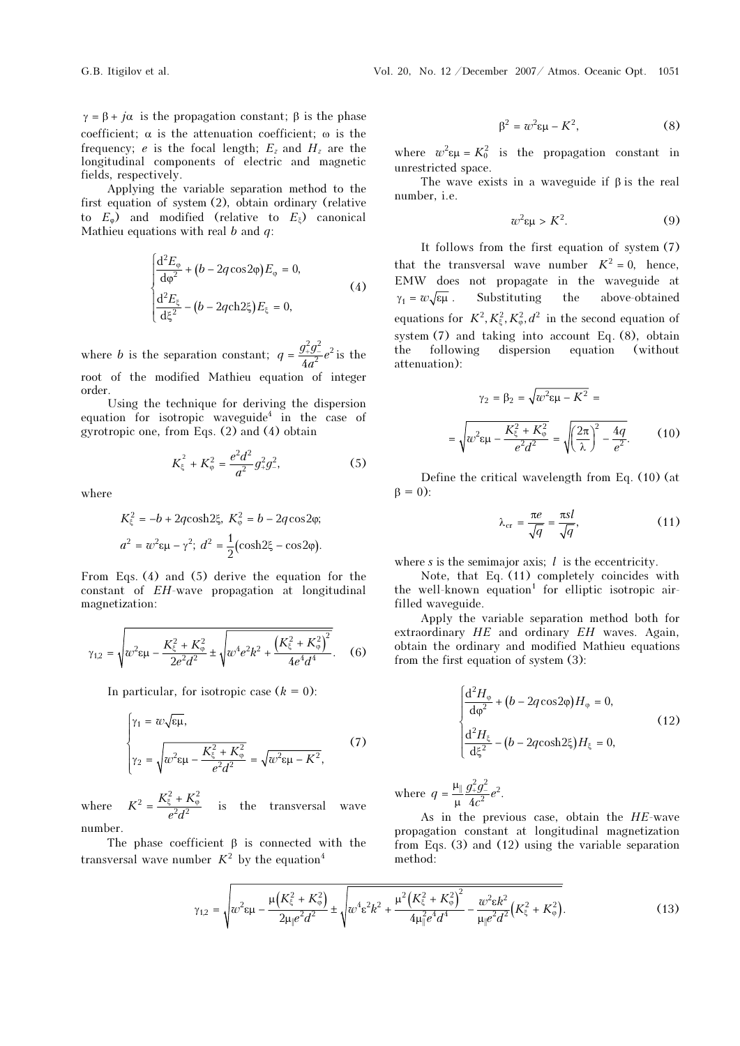$\gamma = \beta + j\alpha$ is the propagation constant; $\beta$ is the phase coefficient; $\alpha$ is the attenuation coefficient; $\omega$ is the frequency; $e$ is the focal length; $E_z$ and $H_z$ are the longitudinal components of electric and magnetic fields, respectively.

Applying the variable separation method to the first equation of system (2), obtain ordinary (relative to $E_\varphi$) and modified (relative to $E_\xi$) canonical Mathieu equations with real $b$ and $q$:

$$\begin{cases} \dfrac{\mathrm{d}^2 E_\varphi}{\mathrm{d}\varphi^2} + (b - 2q\cos 2\varphi)E_\varphi = 0, \\ \dfrac{\mathrm{d}^2 E_\xi}{\mathrm{d}\xi^2} - (b - 2q\,\mathrm{ch}2\xi)E_\xi = 0, \end{cases} \tag{4}$$

where $b$ is the separation constant; $q = \dfrac{g_{\mp}^2 g_-^2}{4a^2}e^2$ is the root of the modified Mathieu equation of integer order.

Using the technique for deriving the dispersion equation for isotropic waveguide[4] in the case of gyrotropic one, from Eqs. (2) and (4) obtain

$$K_\xi^2 + K_\varphi^2 = \frac{e^2 d^2}{a^2} g_{\mp}^2 g_-^2, \tag{5}$$

where

$$K_\xi^2 = -b + 2q\cosh 2\xi,\ K_\varphi^2 = b - 2q\cos 2\varphi;$$

$$a^2 = w^2\varepsilon\mu - \gamma^2;\ d^2 = \frac{1}{2}(\cosh 2\xi - \cos 2\varphi).$$

From Eqs. (4) and (5) derive the equation for the constant of $EH$-wave propagation at longitudinal magnetization:

$$\gamma_{1,2} = \sqrt{w^2\varepsilon\mu - \frac{K_\xi^2 + K_\varphi^2}{2e^2 d^2} \pm \sqrt{w^4 e^2 k^2 + \frac{\left(K_\xi^2 + K_\varphi^2\right)^2}{4e^4 d^4}}}. \tag{6}$$

In particular, for isotropic case ($k = 0$):

$$\begin{cases} \gamma_1 = w\sqrt{\varepsilon\mu}, \\ \gamma_2 = \sqrt{w^2\varepsilon\mu - \dfrac{K_\xi^2 + K_\varphi^2}{e^2 d^2}} = \sqrt{w^2\varepsilon\mu - K^2}, \end{cases} \tag{7}$$

where $K^2 = \dfrac{K_\xi^2 + K_\varphi^2}{e^2 d^2}$ is the transversal wave number.

The phase coefficient $\beta$ is connected with the transversal wave number $K^2$ by the equation[4]

$$\beta^2 = w^2\varepsilon\mu - K^2, \tag{8}$$

where $w^2\varepsilon\mu = K_0^2$ is the propagation constant in unrestricted space.

The wave exists in a waveguide if $\beta$ is the real number, i.e.

$$w^2\varepsilon\mu > K^2. \tag{9}$$

It follows from the first equation of system (7) that the transversal wave number $K^2 = 0$, hence, EMW does not propagate in the waveguide at $\gamma_1 = w\sqrt{\varepsilon\mu}$. Substituting the above-obtained equations for $K^2, K_\xi^2, K_\varphi^2, d^2$ in the second equation of system (7) and taking into account Eq. (8), obtain the following dispersion equation (without attenuation):

$$\gamma_2 = \beta_2 = \sqrt{w^2\varepsilon\mu - K^2} =$$

$$= \sqrt{w^2\varepsilon\mu - \frac{K_\xi^2 + K_\varphi^2}{e^2 d^2}} = \sqrt{\left(\frac{2\pi}{\lambda}\right)^2 - \frac{4q}{e^2}}. \tag{10}$$

Define the critical wavelength from Eq. (10) (at $\beta = 0$):

$$\lambda_{\mathrm{cr}} = \frac{\pi e}{\sqrt{q}} = \frac{\pi s l}{\sqrt{q}}, \tag{11}$$

where $s$ is the semimajor axis; $l$ is the eccentricity.

Note, that Eq. (11) completely coincides with the well-known equation[1] for elliptic isotropic air-filled waveguide.

Apply the variable separation method both for extraordinary $HE$ and ordinary $EH$ waves. Again, obtain the ordinary and modified Mathieu equations from the first equation of system (3):

$$\begin{cases} \dfrac{\mathrm{d}^2 H_\varphi}{\mathrm{d}\varphi^2} + (b - 2q\cos 2\varphi)H_\varphi = 0, \\ \dfrac{\mathrm{d}^2 H_\xi}{\mathrm{d}\xi^2} - (b - 2q\cosh 2\xi)H_\xi = 0, \end{cases} \tag{12}$$

where $q = \dfrac{\mu_\parallel}{\mu}\dfrac{g_{\mp}^2 g_-^2}{4c^2}e^2$.

As in the previous case, obtain the $HE$-wave propagation constant at longitudinal magnetization from Eqs. (3) and (12) using the variable separation method:

$$\gamma_{1,2} = \sqrt{w^2\varepsilon\mu - \frac{\mu\left(K_\xi^2 + K_\varphi^2\right)}{2\mu_\parallel e^2 d^2} \pm \sqrt{w^4\varepsilon^2 k^2 + \frac{\mu^2\left(K_\xi^2 + K_\varphi^2\right)^2}{4\mu_\parallel^2 e^4 d^4} - \frac{w^2\varepsilon k^2}{\mu_\parallel e^2 d^2}\left(K_\xi^2 + K_\varphi^2\right)}}. \tag{13}$$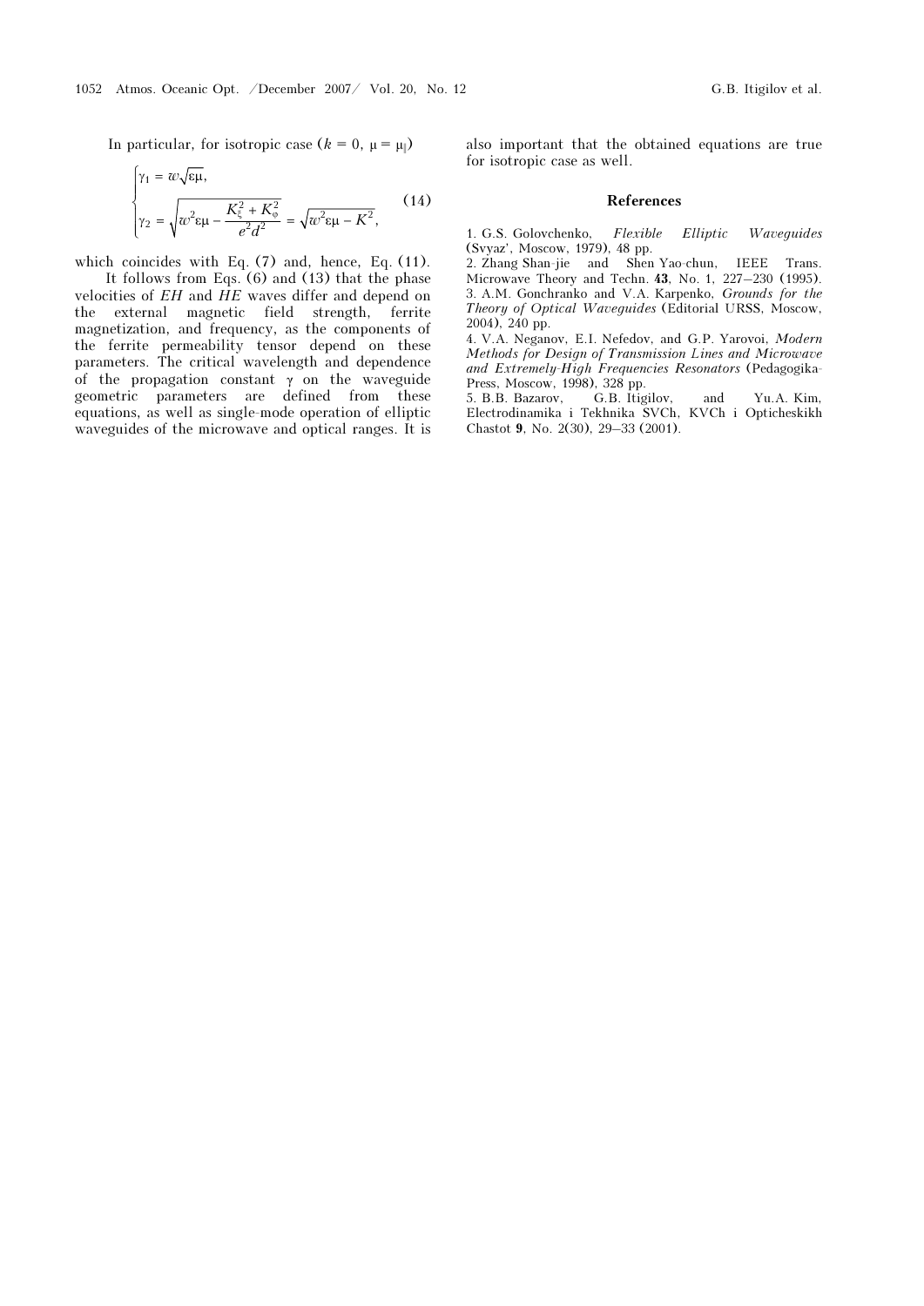In particular, for isotropic case ($k = 0$, $\mu = \mu_\|$)

$$\begin{cases} \gamma_1 = w\sqrt{\varepsilon\mu}, \\ \gamma_2 = \sqrt{w^2\varepsilon\mu - \dfrac{K_\xi^2 + K_\varphi^2}{e^2 d^2}} = \sqrt{w^2\varepsilon\mu - K^2}, \end{cases} \tag{14}$$

which coincides with Eq. (7) and, hence, Eq. (11).

It follows from Eqs. (6) and (13) that the phase velocities of *EH* and *HE* waves differ and depend on the external magnetic field strength, ferrite magnetization, and frequency, as the components of the ferrite permeability tensor depend on these parameters. The critical wavelength and dependence of the propagation constant $\gamma$ on the waveguide geometric parameters are defined from these equations, as well as single-mode operation of elliptic waveguides of the microwave and optical ranges. It is also important that the obtained equations are true for isotropic case as well.

## References

1. G.S. Golovchenko, *Flexible Elliptic Waveguides* (Svyaz', Moscow, 1979), 48 pp.
2. Zhang Shan-jie and Shen Yao-chun, IEEE Trans. Microwave Theory and Techn. **43**, No. 1, 227–230 (1995).
3. A.M. Gonchranko and V.A. Karpenko, *Grounds for the Theory of Optical Waveguides* (Editorial URSS, Moscow, 2004), 240 pp.
4. V.A. Neganov, E.I. Nefedov, and G.P. Yarovoi, *Modern Methods for Design of Transmission Lines and Microwave and Extremely-High Frequencies Resonators* (Pedagogika-Press, Moscow, 1998), 328 pp.
5. B.B. Bazarov, G.B. Itigilov, and Yu.A. Kim, Electrodinamika i Tekhnika SVCh, KVCh i Opticheskikh Chastot **9**, No. 2(30), 29–33 (2001).